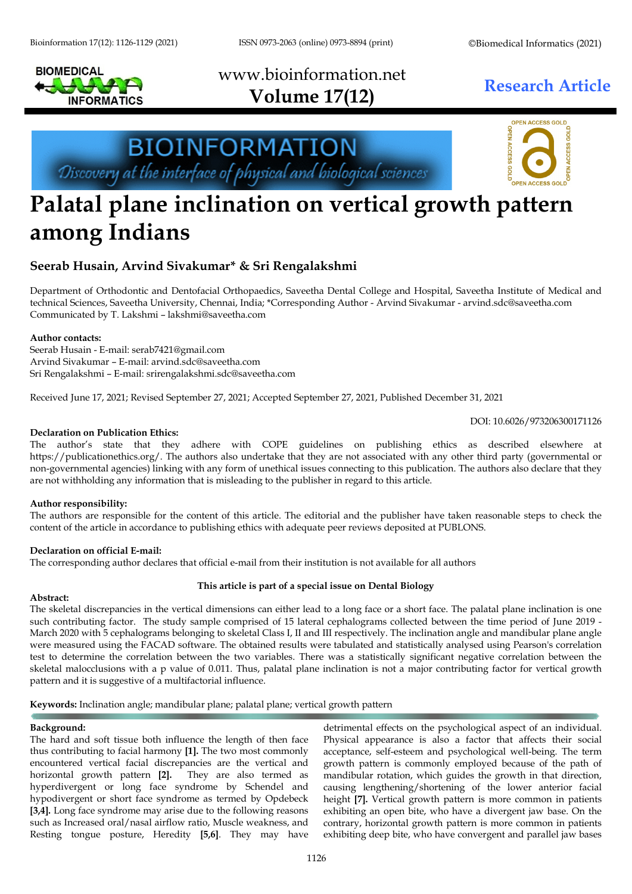# Palatal plane inclination on vertical growth pattern among Indians

**Research Article**

## Seerab Husain, Arvind Sivakumar* & Sri Rengalakshmi

Department of Orthodontic and Dentofacial Orthopaedics, Saveetha Dental College and Hospital, Saveetha Institute of Medical and technical Sciences, Saveetha University, Chennai, India; *Corresponding Author - Arvind Sivakumar - arvind.sdc@saveetha.com
Communicated by T. Lakshmi – lakshmi@saveetha.com

**Author contacts:**
Seerab Husain - E-mail: serab7421@gmail.com
Arvind Sivakumar – E-mail: arvind.sdc@saveetha.com
Sri Rengalakshmi – E-mail: srirengalakshmi.sdc@saveetha.com

Received June 17, 2021; Revised September 27, 2021; Accepted September 27, 2021, Published December 31, 2021

DOI: 10.6026/973206300171126

**Declaration on Publication Ethics:**
The author's state that they adhere with COPE guidelines on publishing ethics as described elsewhere at https://publicationethics.org/. The authors also undertake that they are not associated with any other third party (governmental or non-governmental agencies) linking with any form of unethical issues connecting to this publication. The authors also declare that they are not withholding any information that is misleading to the publisher in regard to this article.

**Author responsibility:**
The authors are responsible for the content of this article. The editorial and the publisher have taken reasonable steps to check the content of the article in accordance to publishing ethics with adequate peer reviews deposited at PUBLONS.

**Declaration on official E-mail:**
The corresponding author declares that official e-mail from their institution is not available for all authors

**This article is part of a special issue on Dental Biology**

**Abstract:**
The skeletal discrepancies in the vertical dimensions can either lead to a long face or a short face. The palatal plane inclination is one such contributing factor. The study sample comprised of 15 lateral cephalograms collected between the time period of June 2019 - March 2020 with 5 cephalograms belonging to skeletal Class I, II and III respectively. The inclination angle and mandibular plane angle were measured using the FACAD software. The obtained results were tabulated and statistically analysed using Pearson's correlation test to determine the correlation between the two variables. There was a statistically significant negative correlation between the skeletal malocclusions with a p value of 0.011. Thus, palatal plane inclination is not a major contributing factor for vertical growth pattern and it is suggestive of a multifactorial influence.

**Keywords:** Inclination angle; mandibular plane; palatal plane; vertical growth pattern

**Background:**
The hard and soft tissue both influence the length of then face thus contributing to facial harmony **[1].** The two most commonly encountered vertical facial discrepancies are the vertical and horizontal growth pattern **[2].** They are also termed as hyperdivergent or long face syndrome by Schendel and hypodivergent or short face syndrome as termed by Opdebeck **[3,4].** Long face syndrome may arise due to the following reasons such as Increased oral/nasal airflow ratio, Muscle weakness, and Resting tongue posture, Heredity **[5,6]**. They may have detrimental effects on the psychological aspect of an individual. Physical appearance is also a factor that affects their social acceptance, self-esteem and psychological well-being. The term growth pattern is commonly employed because of the path of mandibular rotation, which guides the growth in that direction, causing lengthening/shortening of the lower anterior facial height **[7].** Vertical growth pattern is more common in patients exhibiting an open bite, who have a divergent jaw base. On the contrary, horizontal growth pattern is more common in patients exhibiting deep bite, who have convergent and parallel jaw bases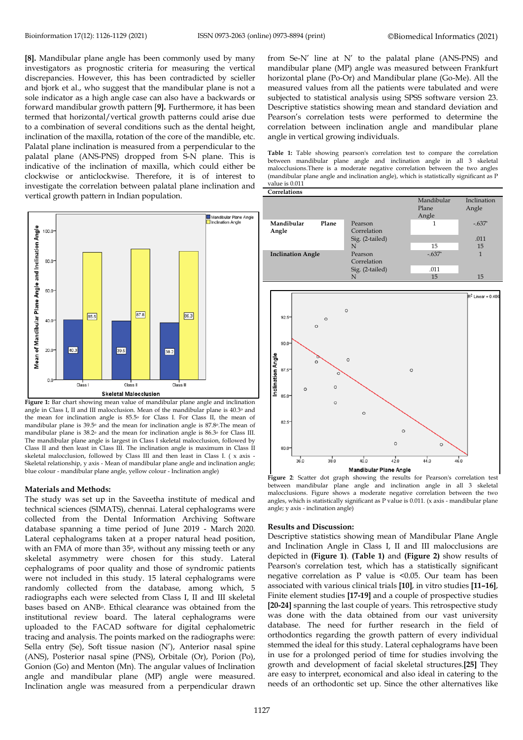[8]. Mandibular plane angle has been commonly used by many investigators as prognostic criteria for measuring the vertical discrepancies. However, this has been contradicted by scieller and bjork et al., who suggest that the mandibular plane is not a sole indicator as a high angle case can also have a backwards or forward mandibular growth pattern [9]. Furthermore, it has been termed that horizontal/vertical growth patterns could arise due to a combination of several conditions such as the dental height, inclination of the maxilla, rotation of the core of the mandible, etc. Palatal plane inclination is measured from a perpendicular to the palatal plane (ANS-PNS) dropped from S-N plane. This is indicative of the inclination of maxilla, which could either be clockwise or anticlockwise. Therefore, it is of interest to investigate the correlation between palatal plane inclination and vertical growth pattern in Indian population.

**Figure 1:** Bar chart showing mean value of mandibular plane angle and inclination angle in Class I, II and III malocclusion. Mean of the mandibular plane is 40.3º and the mean for inclination angle is 85.5º for Class I. For Class II, the mean of mandibular plane is 39.5º and the mean for inclination angle is 87.8º.The mean of mandibular plane is 38.2º and the mean for inclination angle is 86.3º for Class III. The mandibular plane angle is largest in Class I skeletal malocclusion, followed by Class II and then least in Class III. The inclination angle is maximum in Class II skeletal malocclusion, followed by Class III and then least in Class I. ( x axis - Skeletal relationship, y axis - Mean of mandibular plane angle and inclination angle; blue colour - mandibular plane angle, yellow colour - Inclination angle)

## Materials and Methods:

The study was set up in the Saveetha institute of medical and technical sciences (SIMATS), chennai. Lateral cephalograms were collected from the Dental Information Archiving Software database spanning a time period of June 2019 - March 2020. Lateral cephalograms taken at a proper natural head position, with an FMA of more than 35º, without any missing teeth or any skeletal asymmetry were chosen for this study. Lateral cephalograms of poor quality and those of syndromic patients were not included in this study. 15 lateral cephalograms were randomly collected from the database, among which, 5 radiographs each were selected from Class I, II and III skeletal bases based on ANBº. Ethical clearance was obtained from the institutional review board. The lateral cephalograms were uploaded to the FACAD software for digital cephalometric tracing and analysis. The points marked on the radiographs were: Sella entry (Se), Soft tissue nasion (N′), Anterior nasal spine (ANS), Posterior nasal spine (PNS), Orbitale (Or), Porion (Po), Gonion (Go) and Menton (Mn). The angular values of Inclination angle and mandibular plane (MP) angle were measured. Inclination angle was measured from a perpendicular drawn from Se-N′ line at N′ to the palatal plane (ANS-PNS) and mandibular plane (MP) angle was measured between Frankfurt horizontal plane (Po-Or) and Mandibular plane (Go-Me). All the measured values from all the patients were tabulated and were subjected to statistical analysis using SPSS software version 23. Descriptive statistics showing mean and standard deviation and Pearson's correlation tests were performed to determine the correlation between inclination angle and mandibular plane angle in vertical growing individuals.

**Table 1:** Table showing pearson's correlation test to compare the correlation between mandibular plane angle and inclination angle in all 3 skeletal malocclusions.There is a moderate negative correlation between the two angles (mandibular plane angle and inclination angle), which is statistically significant as P value is 0.011

**Correlations**

| | | Mandibular Plane Angle | Inclination Angle |
|---|---|---|---|
| **Mandibular Plane Angle** | Pearson Correlation | 1 | -.637* |
| | Sig. (2-tailed) | | .011 |
| | N | 15 | 15 |
| **Inclination Angle** | Pearson Correlation | -.637* | 1 |
| | Sig. (2-tailed) | .011 | |
| | N | 15 | 15 |

**Figure 2**: Scatter dot graph showing the results for Pearson's correlation test between mandibular plane angle and inclination angle in all 3 skeletal malocclusions. Figure shows a moderate negative correlation between the two angles, which is statistically significant as P value is 0.011. (x axis - mandibular plane angle; y axis - inclination angle)

## Results and Discussion:

Descriptive statistics showing mean of Mandibular Plane Angle and Inclination Angle in Class I, II and III malocclusions are depicted in **(Figure 1)**. **(Table 1)** and **(Figure 2)** show results of Pearson's correlation test, which has a statistically significant negative correlation as P value is <0.05. Our team has been associated with various clinical trials **[10]**, in vitro studies **[11–16]**, Finite element studies **[17-19]** and a couple of prospective studies **[20-24]** spanning the last couple of years. This retrospective study was done with the data obtained from our vast university database. The need for further research in the field of orthodontics regarding the growth pattern of every individual stemmed the ideal for this study. Lateral cephalograms have been in use for a prolonged period of time for studies involving the growth and development of facial skeletal structures.**[25]** They are easy to interpret, economical and also ideal in catering to the needs of an orthodontic set up. Since the other alternatives like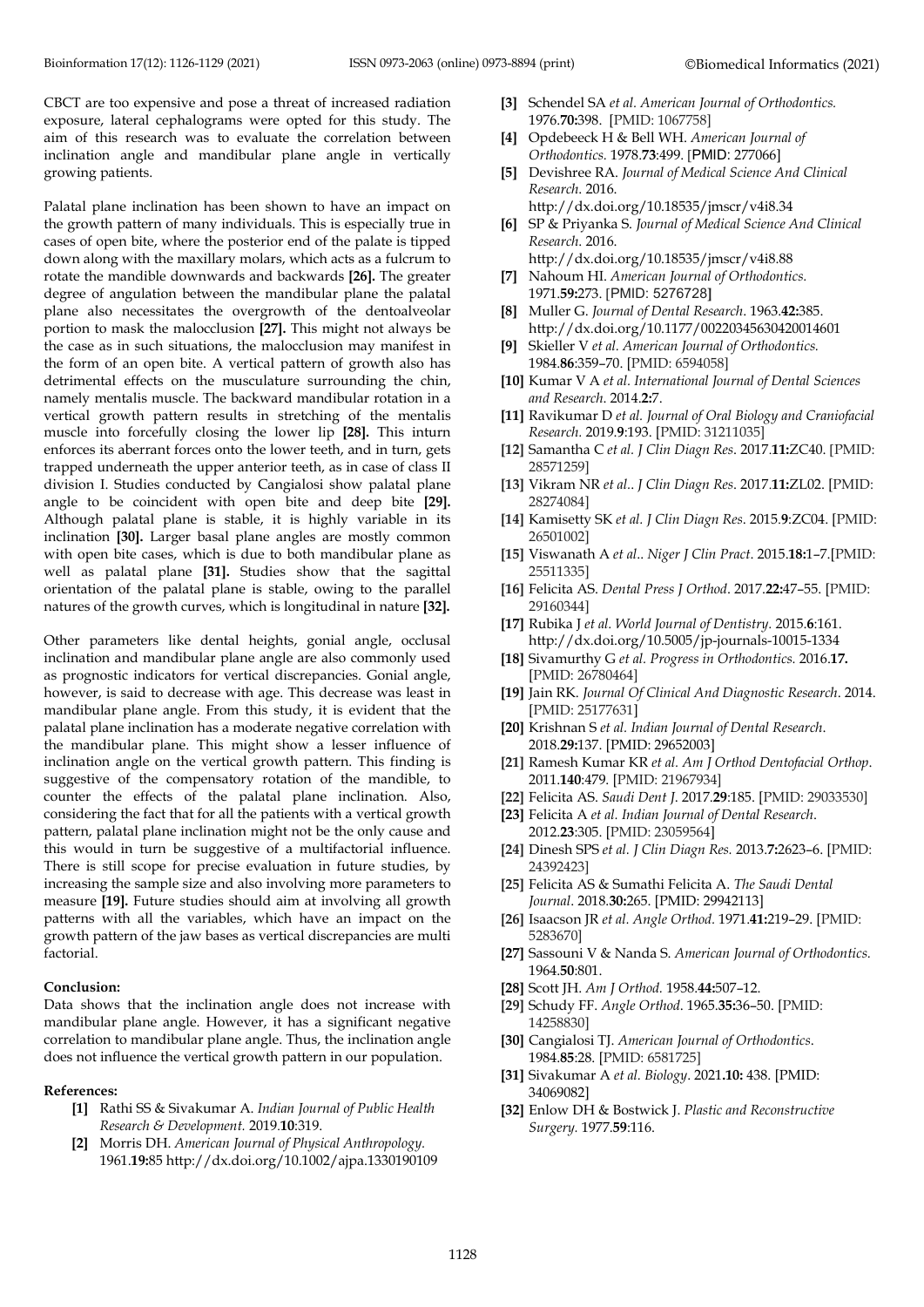CBCT are too expensive and pose a threat of increased radiation exposure, lateral cephalograms were opted for this study. The aim of this research was to evaluate the correlation between inclination angle and mandibular plane angle in vertically growing patients.

Palatal plane inclination has been shown to have an impact on the growth pattern of many individuals. This is especially true in cases of open bite, where the posterior end of the palate is tipped down along with the maxillary molars, which acts as a fulcrum to rotate the mandible downwards and backwards **[26].** The greater degree of angulation between the mandibular plane the palatal plane also necessitates the overgrowth of the dentoalveolar portion to mask the malocclusion **[27].** This might not always be the case as in such situations, the malocclusion may manifest in the form of an open bite. A vertical pattern of growth also has detrimental effects on the musculature surrounding the chin, namely mentalis muscle. The backward mandibular rotation in a vertical growth pattern results in stretching of the mentalis muscle into forcefully closing the lower lip **[28].** This inturn enforces its aberrant forces onto the lower teeth, and in turn, gets trapped underneath the upper anterior teeth, as in case of class II division I. Studies conducted by Cangialosi show palatal plane angle to be coincident with open bite and deep bite **[29].** Although palatal plane is stable, it is highly variable in its inclination **[30].** Larger basal plane angles are mostly common with open bite cases, which is due to both mandibular plane as well as palatal plane **[31].** Studies show that the sagittal orientation of the palatal plane is stable, owing to the parallel natures of the growth curves, which is longitudinal in nature **[32].**

Other parameters like dental heights, gonial angle, occlusal inclination and mandibular plane angle are also commonly used as prognostic indicators for vertical discrepancies. Gonial angle, however, is said to decrease with age. This decrease was least in mandibular plane angle. From this study, it is evident that the palatal plane inclination has a moderate negative correlation with the mandibular plane. This might show a lesser influence of inclination angle on the vertical growth pattern. This finding is suggestive of the compensatory rotation of the mandible, to counter the effects of the palatal plane inclination. Also, considering the fact that for all the patients with a vertical growth pattern, palatal plane inclination might not be the only cause and this would in turn be suggestive of a multifactorial influence. There is still scope for precise evaluation in future studies, by increasing the sample size and also involving more parameters to measure **[19].** Future studies should aim at involving all growth patterns with all the variables, which have an impact on the growth pattern of the jaw bases as vertical discrepancies are multi factorial.

**Conclusion:**

Data shows that the inclination angle does not increase with mandibular plane angle. However, it has a significant negative correlation to mandibular plane angle. Thus, the inclination angle does not influence the vertical growth pattern in our population.

**References:**

- **[1]** Rathi SS & Sivakumar A. *Indian Journal of Public Health Research & Development.* 2019.**10**:319.
- **[2]** Morris DH. *American Journal of Physical Anthropology.* 1961.**19:**85 http://dx.doi.org/10.1002/ajpa.1330190109
- **[3]** Schendel SA *et al. American Journal of Orthodontics.* 1976.**70:**398. [PMID: 1067758]
- **[4]** Opdebeeck H & Bell WH. *American Journal of Orthodontics.* 1978.**73**:499. [PMID: 277066]
- **[5]** Devishree RA. *Journal of Medical Science And Clinical Research.* 2016. http://dx.doi.org/10.18535/jmscr/v4i8.34
- **[6]** SP & Priyanka S. *Journal of Medical Science And Clinical Research.* 2016. http://dx.doi.org/10.18535/jmscr/v4i8.88
- **[7]** Nahoum HI. *American Journal of Orthodontics.* 1971.**59:**273. [PMID: 5276728]
- **[8]** Muller G. *Journal of Dental Research*. 1963.**42:**385. http://dx.doi.org/10.1177/00220345630420014601
- **[9]** Skieller V *et al. American Journal of Orthodontics.* 1984.**86**:359–70. [PMID: 6594058]
- **[10]** Kumar V A *et al. International Journal of Dental Sciences and Research.* 2014.**2:**7.
- **[11]** Ravikumar D *et al. Journal of Oral Biology and Craniofacial Research.* 2019.**9**:193. [PMID: 31211035]
- **[12]** Samantha C *et al. J Clin Diagn Res*. 2017.**11:**ZC40. [PMID: 28571259]
- **[13]** Vikram NR *et al.. J Clin Diagn Res*. 2017.**11:**ZL02. [PMID: 28274084]
- **[14]** Kamisetty SK *et al. J Clin Diagn Res*. 2015.**9**:ZC04. [PMID: 26501002]
- **[15]** Viswanath A *et al.. Niger J Clin Pract*. 2015.**18:**1–7.[PMID: 25511335]
- **[16]** Felicita AS. *Dental Press J Orthod*. 2017.**22:**47–55. [PMID: 29160344]
- **[17]** Rubika J *et al. World Journal of Dentistry.* 2015.**6**:161. http://dx.doi.org/10.5005/jp-journals-10015-1334
- **[18]** Sivamurthy G *et al. Progress in Orthodontics.* 2016.**17.** [PMID: 26780464]
- **[19]** Jain RK. *Journal Of Clinical And Diagnostic Research*. 2014. [PMID: 25177631]
- **[20]** Krishnan S *et al. Indian Journal of Dental Research*. 2018.**29:**137. [PMID: 29652003]
- **[21]** Ramesh Kumar KR *et al. Am J Orthod Dentofacial Orthop*. 2011.**140**:479. [PMID: 21967934]
- **[22]** Felicita AS. *Saudi Dent J*. 2017.**29**:185. [PMID: 29033530]
- **[23]** Felicita A *et al. Indian Journal of Dental Research*. 2012.**23**:305. [PMID: 23059564]
- **[24]** Dinesh SPS *et al. J Clin Diagn Res.* 2013.**7:**2623–6. [PMID: 24392423]
- **[25]** Felicita AS & Sumathi Felicita A. *The Saudi Dental Journal*. 2018.**30:**265. [PMID: 29942113]
- **[26]** Isaacson JR *et al. Angle Orthod*. 1971.**41:**219–29. [PMID: 5283670]
- **[27]** Sassouni V & Nanda S. *American Journal of Orthodontics.* 1964.**50**:801.
- **[28]** Scott JH. *Am J Orthod*. 1958.**44:**507–12.
- **[29]** Schudy FF. *Angle Orthod*. 1965.**35:**36–50. [PMID: 14258830]
- **[30]** Cangialosi TJ. *American Journal of Orthodontics*. 1984.**85**:28. [PMID: 6581725]
- **[31]** Sivakumar A *et al. Biology*. 2021.**10:** 438. [PMID: 34069082]
- **[32]** Enlow DH & Bostwick J. *Plastic and Reconstructive Surgery.* 1977.**59**:116.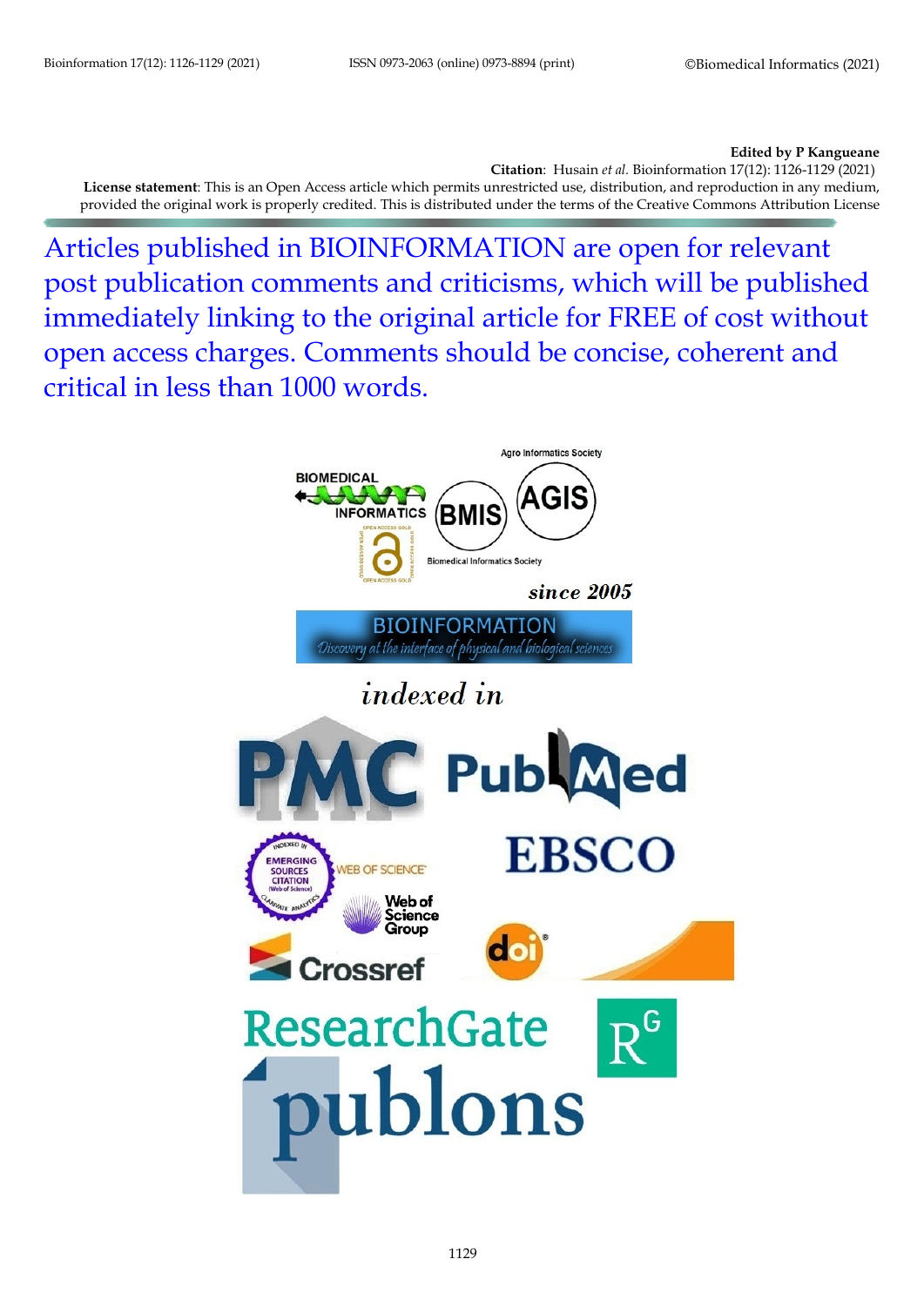**Edited by P Kangueane**

**Citation**: Husain *et al.* Bioinformation 17(12): 1126-1129 (2021)

**License statement**: This is an Open Access article which permits unrestricted use, distribution, and reproduction in any medium, provided the original work is properly credited. This is distributed under the terms of the Creative Commons Attribution License

Articles published in BIOINFORMATION are open for relevant post publication comments and criticisms, which will be published immediately linking to the original article for FREE of cost without open access charges. Comments should be concise, coherent and critical in less than 1000 words.